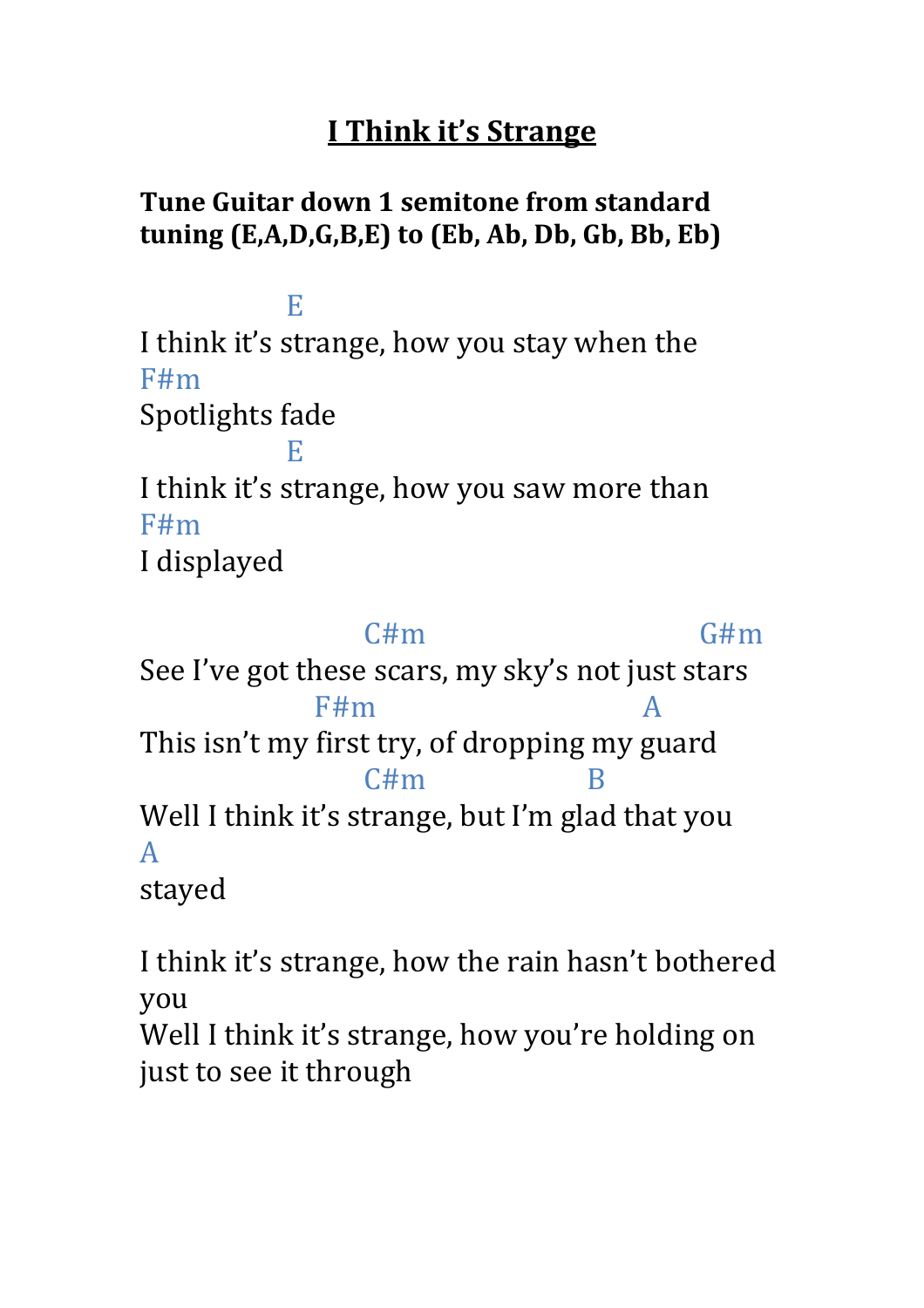# I Think it's Strange

**Tune Guitar down 1 semitone from standard tuning (E,A,D,G,B,E) to (Eb, Ab, Db, Gb, Bb, Eb)**

```
              E
I think it's strange, how you stay when the
F#m
Spotlights fade
              E
I think it's strange, how you saw more than
F#m
I displayed

                     C#m                         G#m
See I've got these scars, my sky's not just stars
                F#m                        A
This isn't my first try, of dropping my guard
                     C#m               B
Well I think it's strange, but I'm glad that you
A
stayed
```

I think it's strange, how the rain hasn't bothered you
Well I think it's strange, how you're holding on just to see it through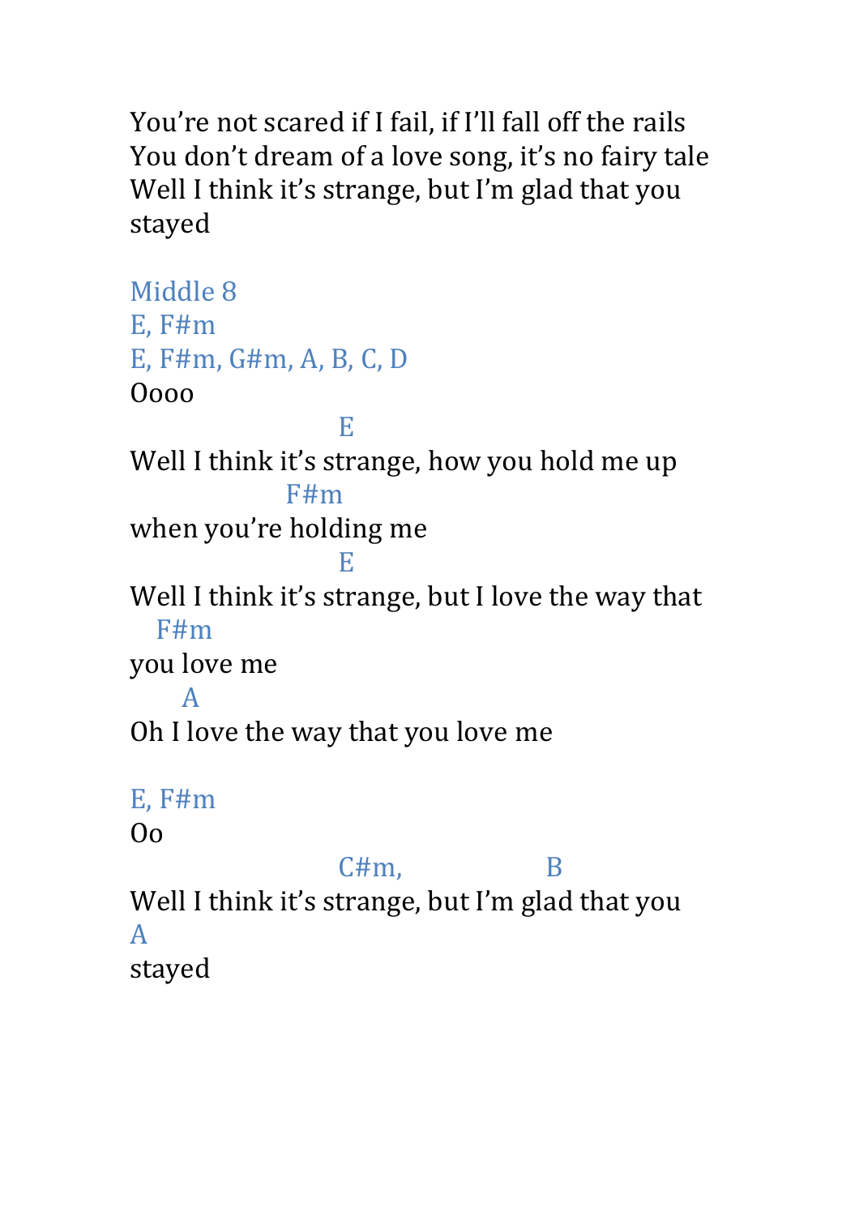You're not scared if I fail, if I'll fall off the rails
You don't dream of a love song, it's no fairy tale
Well I think it's strange, but I'm glad that you stayed

Middle 8
E, F#m
E, F#m, G#m, A, B, C, D
Oooo

```
                          E
Well I think it's strange, how you hold me up
                    F#m
when you're holding me
                          E
Well I think it's strange, but I love the way that
    F#m
you love me
        A
Oh I love the way that you love me
```

E, F#m
Oo

```
                          C#m,                    B
Well I think it's strange, but I'm glad that you
A
stayed
```